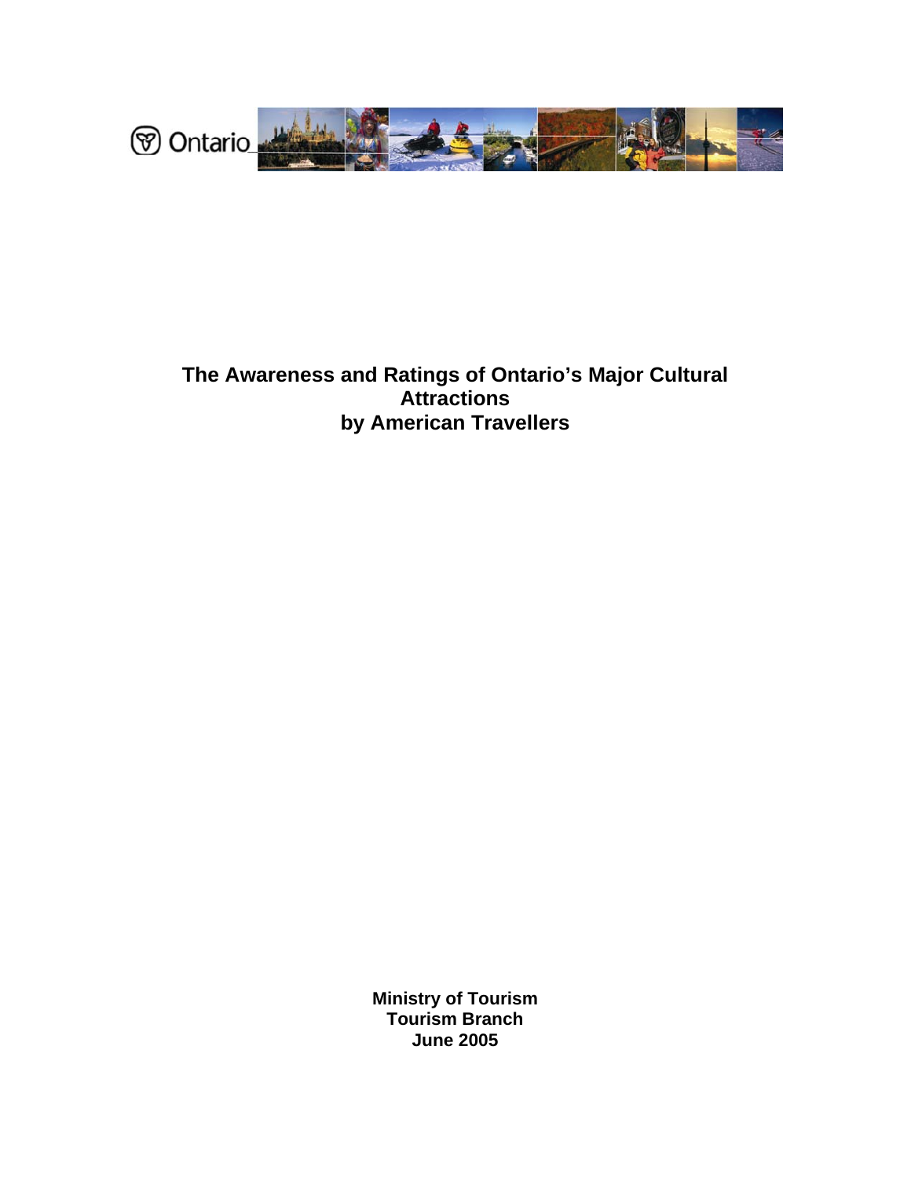Ontario

# The Awareness and Ratings of Ontario's Major Cultural Attractions by American Travellers

**Ministry of Tourism**
**Tourism Branch**
**June 2005**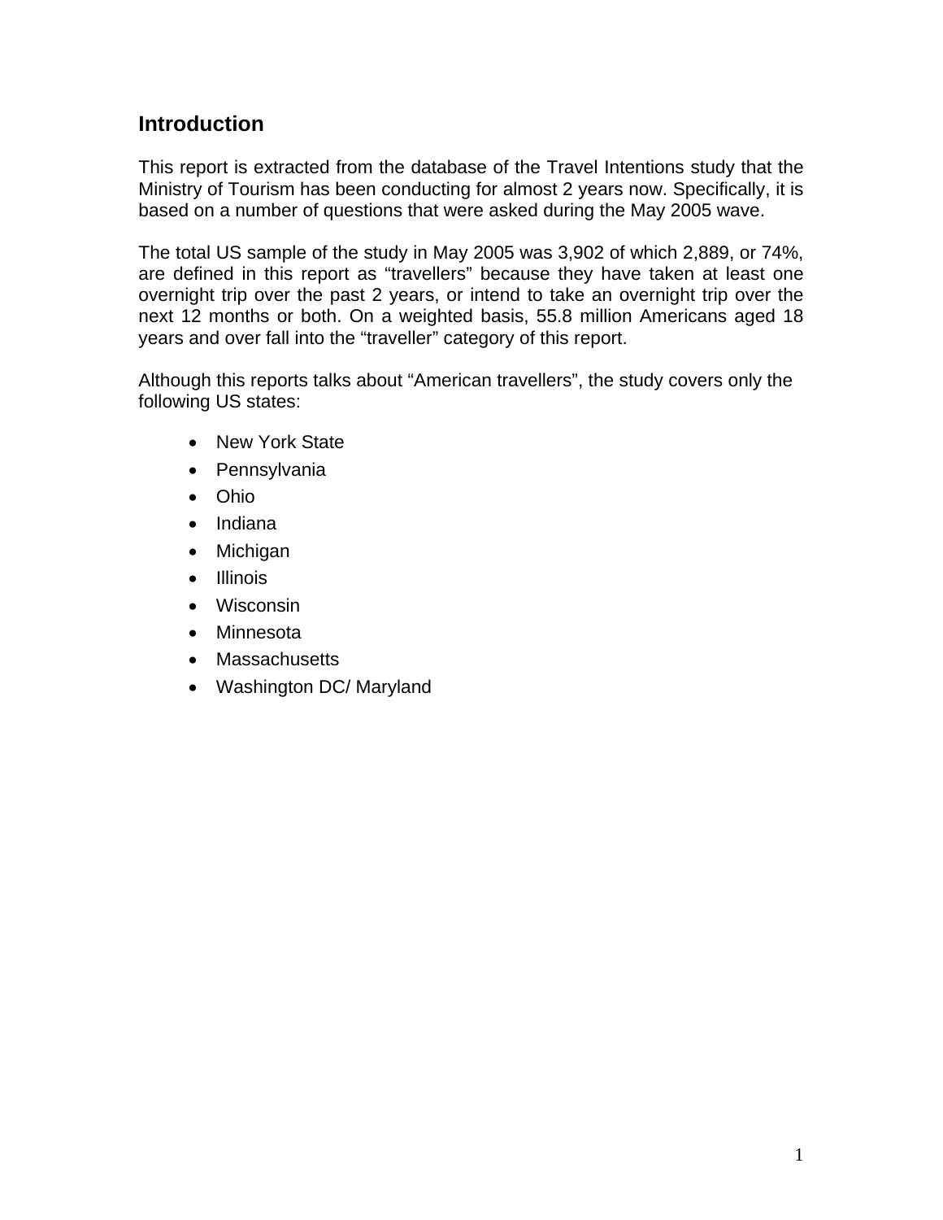## Introduction

This report is extracted from the database of the Travel Intentions study that the Ministry of Tourism has been conducting for almost 2 years now. Specifically, it is based on a number of questions that were asked during the May 2005 wave.

The total US sample of the study in May 2005 was 3,902 of which 2,889, or 74%, are defined in this report as "travellers" because they have taken at least one overnight trip over the past 2 years, or intend to take an overnight trip over the next 12 months or both. On a weighted basis, 55.8 million Americans aged 18 years and over fall into the "traveller" category of this report.

Although this reports talks about "American travellers", the study covers only the following US states:

- New York State
- Pennsylvania
- Ohio
- Indiana
- Michigan
- Illinois
- Wisconsin
- Minnesota
- Massachusetts
- Washington DC/ Maryland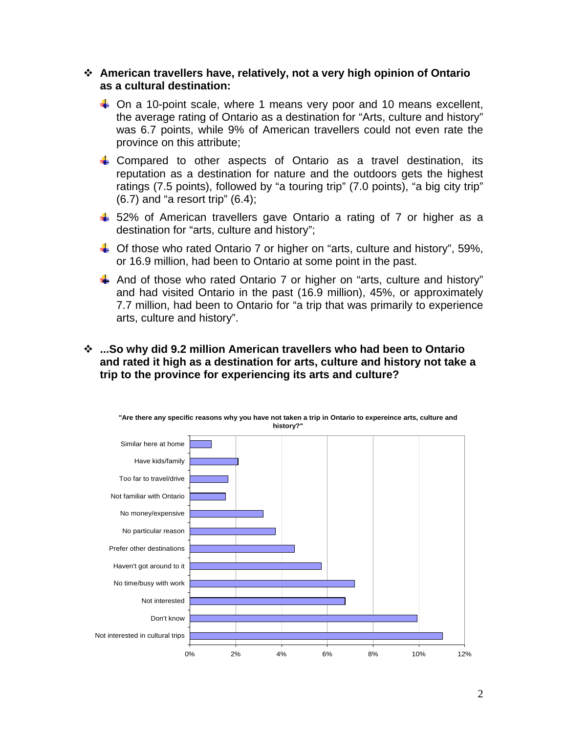- **American travellers have, relatively, not a very high opinion of Ontario as a cultural destination:**
  - On a 10-point scale, where 1 means very poor and 10 means excellent, the average rating of Ontario as a destination for "Arts, culture and history" was 6.7 points, while 9% of American travellers could not even rate the province on this attribute;
  - Compared to other aspects of Ontario as a travel destination, its reputation as a destination for nature and the outdoors gets the highest ratings (7.5 points), followed by "a touring trip" (7.0 points), "a big city trip" (6.7) and "a resort trip" (6.4);
  - 52% of American travellers gave Ontario a rating of 7 or higher as a destination for "arts, culture and history";
  - Of those who rated Ontario 7 or higher on "arts, culture and history", 59%, or 16.9 million, had been to Ontario at some point in the past.
  - And of those who rated Ontario 7 or higher on "arts, culture and history" and had visited Ontario in the past (16.9 million), 45%, or approximately 7.7 million, had been to Ontario for "a trip that was primarily to experience arts, culture and history".

- **...So why did 9.2 million American travellers who had been to Ontario and rated it high as a destination for arts, culture and history not take a trip to the province for experiencing its arts and culture?**

**"Are there any specific reasons why you have not taken a trip in Ontario to expereince arts, culture and history?"**

Similar here at home
Have kids/family
Too far to travel/drive
Not familiar with Ontario
No money/expensive
No particular reason
Prefer other destinations
Haven't got around to it
No time/busy with work
Not interested
Don't know
Not interested in cultural trips

0% 2% 4% 6% 8% 10% 12%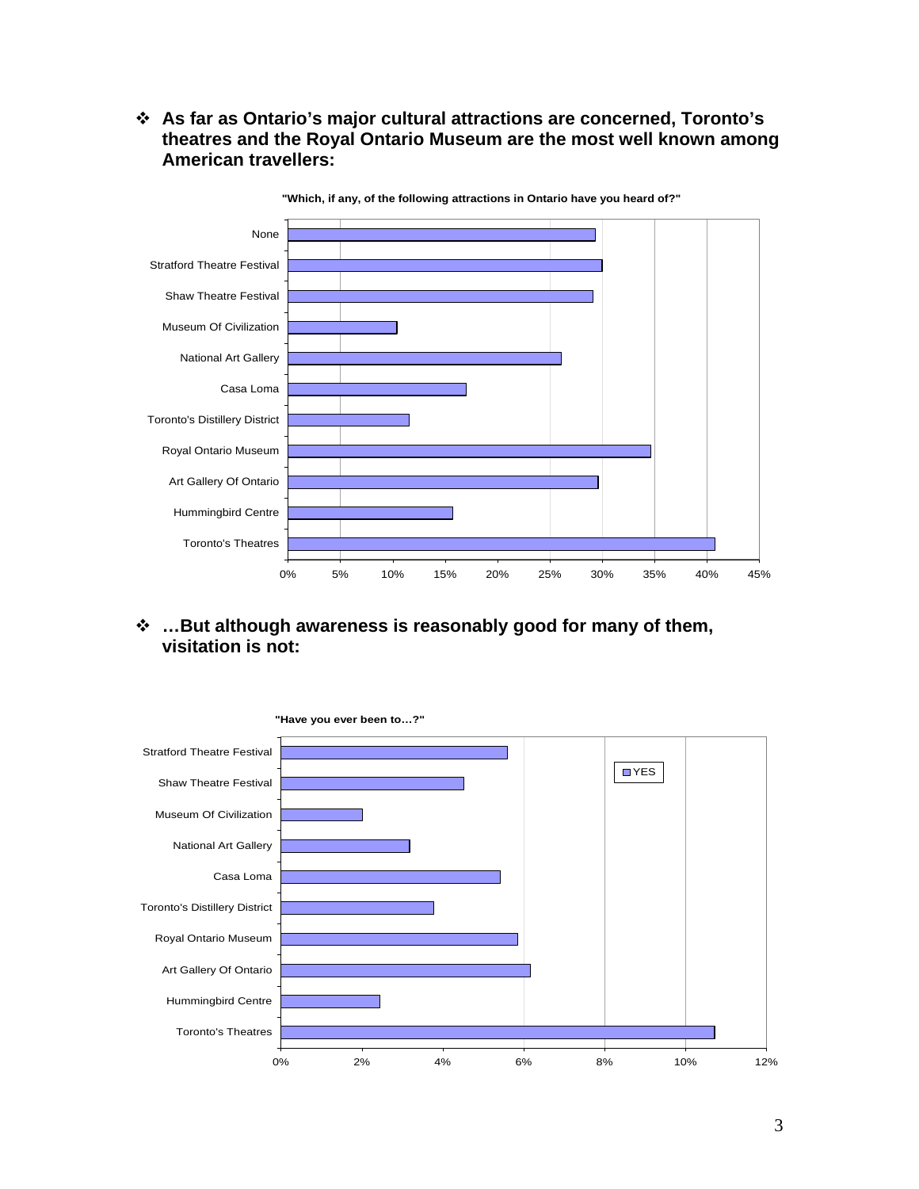- **As far as Ontario's major cultural attractions are concerned, Toronto's theatres and the Royal Ontario Museum are the most well known among American travellers:**

"Which, if any, of the following attractions in Ontario have you heard of?"

None
Stratford Theatre Festival
Shaw Theatre Festival
Museum Of Civilization
National Art Gallery
Casa Loma
Toronto's Distillery District
Royal Ontario Museum
Art Gallery Of Ontario
Hummingbird Centre
Toronto's Theatres

0% 5% 10% 15% 20% 25% 30% 35% 40% 45%

- **…But although awareness is reasonably good for many of them, visitation is not:**

"Have you ever been to…?"

Stratford Theatre Festival
Shaw Theatre Festival
Museum Of Civilization
National Art Gallery
Casa Loma
Toronto's Distillery District
Royal Ontario Museum
Art Gallery Of Ontario
Hummingbird Centre
Toronto's Theatres

YES

0% 2% 4% 6% 8% 10% 12%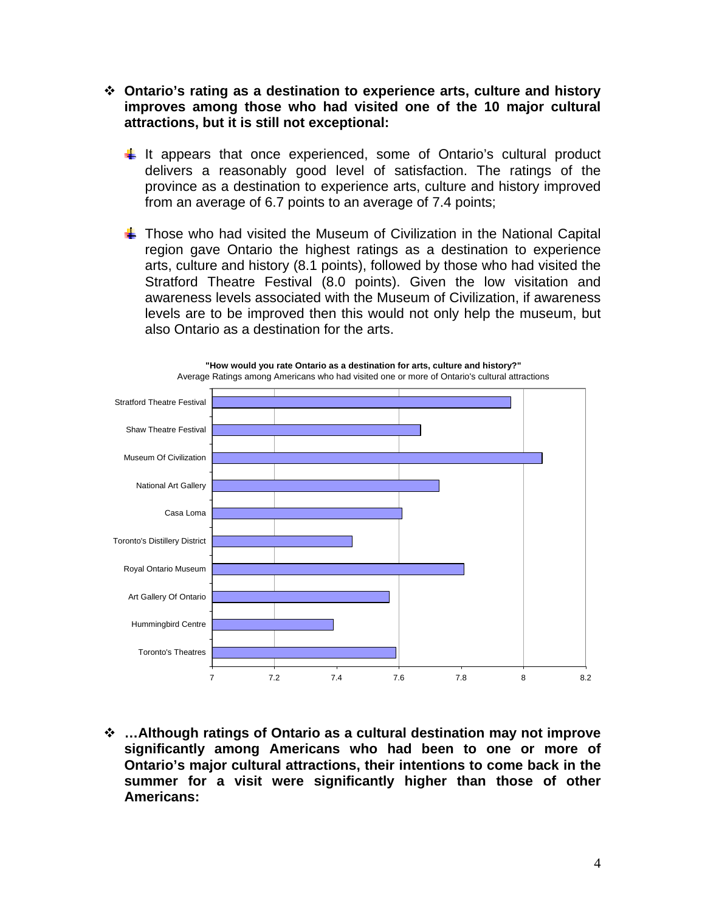- **Ontario's rating as a destination to experience arts, culture and history improves among those who had visited one of the 10 major cultural attractions, but it is still not exceptional:**

  - It appears that once experienced, some of Ontario's cultural product delivers a reasonably good level of satisfaction. The ratings of the province as a destination to experience arts, culture and history improved from an average of 6.7 points to an average of 7.4 points;

  - Those who had visited the Museum of Civilization in the National Capital region gave Ontario the highest ratings as a destination to experience arts, culture and history (8.1 points), followed by those who had visited the Stratford Theatre Festival (8.0 points). Given the low visitation and awareness levels associated with the Museum of Civilization, if awareness levels are to be improved then this would not only help the museum, but also Ontario as a destination for the arts.

**"How would you rate Ontario as a destination for arts, culture and history?"**
Average Ratings among Americans who had visited one or more of Ontario's cultural attractions

Stratford Theatre Festival
Shaw Theatre Festival
Museum Of Civilization
National Art Gallery
Casa Loma
Toronto's Distillery District
Royal Ontario Museum
Art Gallery Of Ontario
Hummingbird Centre
Toronto's Theatres

7 7.2 7.4 7.6 7.8 8 8.2

- **…Although ratings of Ontario as a cultural destination may not improve significantly among Americans who had been to one or more of Ontario's major cultural attractions, their intentions to come back in the summer for a visit were significantly higher than those of other Americans:**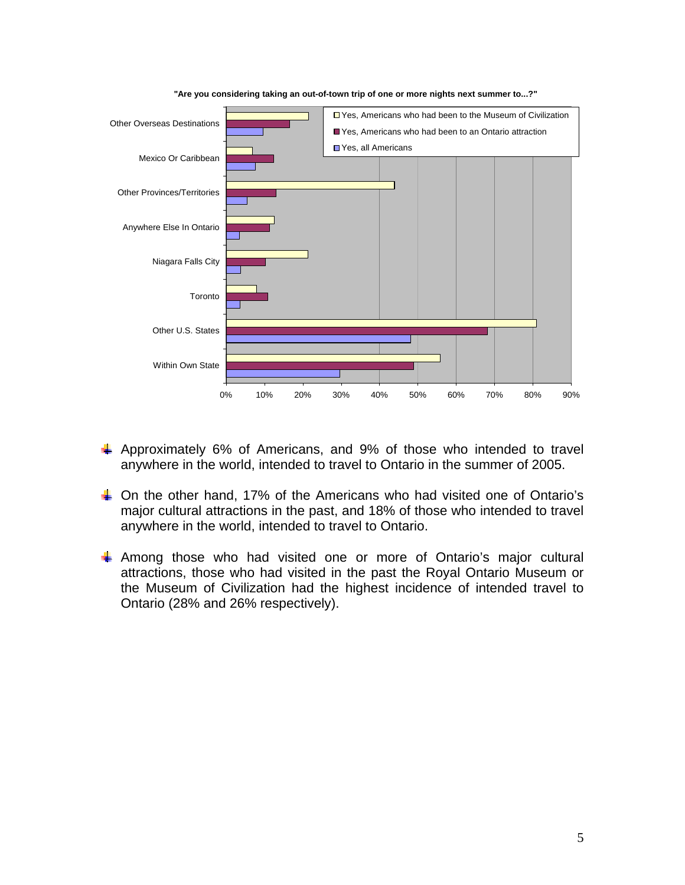"Are you considering taking an out-of-town trip of one or more nights next summer to...?"

Yes, Americans who had been to the Museum of Civilization

Yes, Americans who had been to an Ontario attraction

Yes, all Americans

Other Overseas Destinations

Mexico Or Caribbean

Other Provinces/Territories

Anywhere Else In Ontario

Niagara Falls City

Toronto

Other U.S. States

Within Own State

0% 10% 20% 30% 40% 50% 60% 70% 80% 90%

- Approximately 6% of Americans, and 9% of those who intended to travel anywhere in the world, intended to travel to Ontario in the summer of 2005.
- On the other hand, 17% of the Americans who had visited one of Ontario's major cultural attractions in the past, and 18% of those who intended to travel anywhere in the world, intended to travel to Ontario.
- Among those who had visited one or more of Ontario's major cultural attractions, those who had visited in the past the Royal Ontario Museum or the Museum of Civilization had the highest incidence of intended travel to Ontario (28% and 26% respectively).